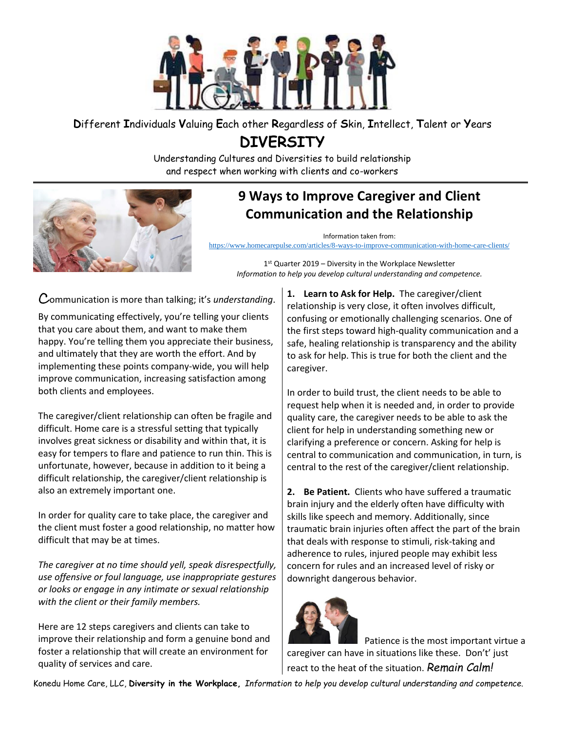**D**ifferent **I**ndividuals **V**aluing **E**ach other **R**egardless of **S**kin, **I**ntellect, **T**alent or **Y**ears

# DIVERSITY

Understanding Cultures and Diversities to build relationship and respect when working with clients and co-workers

## 9 Ways to Improve Caregiver and Client Communication and the Relationship

Information taken from:
https://www.homecarepulse.com/articles/8-ways-to-improve-communication-with-home-care-clients/

1st Quarter 2019 – Diversity in the Workplace Newsletter
*Information to help you develop cultural understanding and competence.*

Communication is more than talking; it's *understanding*.

By communicating effectively, you're telling your clients that you care about them, and want to make them happy. You're telling them you appreciate their business, and ultimately that they are worth the effort. And by implementing these points company-wide, you will help improve communication, increasing satisfaction among both clients and employees.

The caregiver/client relationship can often be fragile and difficult. Home care is a stressful setting that typically involves great sickness or disability and within that, it is easy for tempers to flare and patience to run thin. This is unfortunate, however, because in addition to it being a difficult relationship, the caregiver/client relationship is also an extremely important one.

In order for quality care to take place, the caregiver and the client must foster a good relationship, no matter how difficult that may be at times.

*The caregiver at no time should yell, speak disrespectfully, use offensive or foul language, use inappropriate gestures or looks or engage in any intimate or sexual relationship with the client or their family members.*

Here are 12 steps caregivers and clients can take to improve their relationship and form a genuine bond and foster a relationship that will create an environment for quality of services and care.

**1. Learn to Ask for Help.** The caregiver/client relationship is very close, it often involves difficult, confusing or emotionally challenging scenarios. One of the first steps toward high-quality communication and a safe, healing relationship is transparency and the ability to ask for help. This is true for both the client and the caregiver.

In order to build trust, the client needs to be able to request help when it is needed and, in order to provide quality care, the caregiver needs to be able to ask the client for help in understanding something new or clarifying a preference or concern. Asking for help is central to communication and communication, in turn, is central to the rest of the caregiver/client relationship.

**2. Be Patient.** Clients who have suffered a traumatic brain injury and the elderly often have difficulty with skills like speech and memory. Additionally, since traumatic brain injuries often affect the part of the brain that deals with response to stimuli, risk-taking and adherence to rules, injured people may exhibit less concern for rules and an increased level of risky or downright dangerous behavior.

Patience is the most important virtue a caregiver can have in situations like these. Don't' just react to the heat of the situation. *Remain Calm!*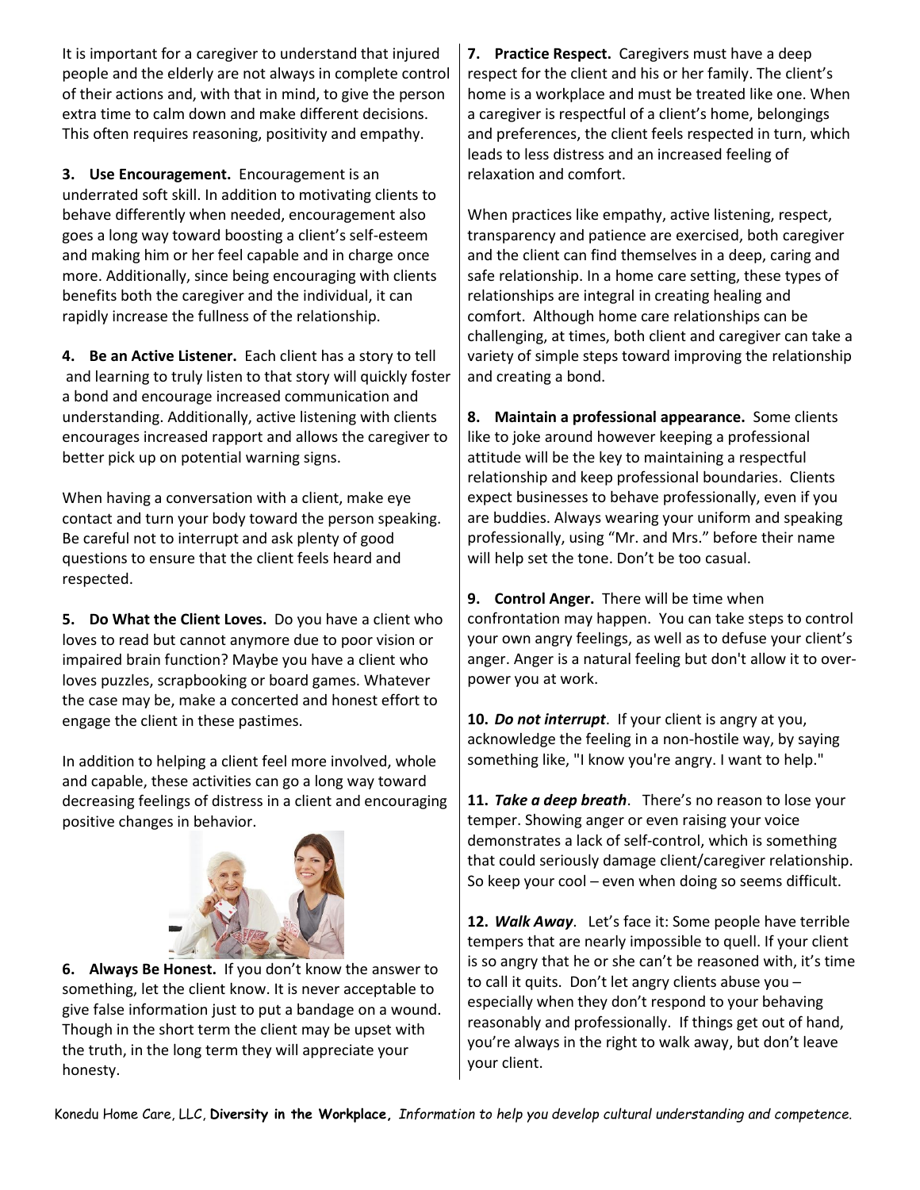It is important for a caregiver to understand that injured people and the elderly are not always in complete control of their actions and, with that in mind, to give the person extra time to calm down and make different decisions. This often requires reasoning, positivity and empathy.

**3. Use Encouragement.** Encouragement is an underrated soft skill. In addition to motivating clients to behave differently when needed, encouragement also goes a long way toward boosting a client's self-esteem and making him or her feel capable and in charge once more. Additionally, since being encouraging with clients benefits both the caregiver and the individual, it can rapidly increase the fullness of the relationship.

**4. Be an Active Listener.** Each client has a story to tell and learning to truly listen to that story will quickly foster a bond and encourage increased communication and understanding. Additionally, active listening with clients encourages increased rapport and allows the caregiver to better pick up on potential warning signs.

When having a conversation with a client, make eye contact and turn your body toward the person speaking. Be careful not to interrupt and ask plenty of good questions to ensure that the client feels heard and respected.

**5. Do What the Client Loves.** Do you have a client who loves to read but cannot anymore due to poor vision or impaired brain function? Maybe you have a client who loves puzzles, scrapbooking or board games. Whatever the case may be, make a concerted and honest effort to engage the client in these pastimes.

In addition to helping a client feel more involved, whole and capable, these activities can go a long way toward decreasing feelings of distress in a client and encouraging positive changes in behavior.

**6. Always Be Honest.** If you don't know the answer to something, let the client know. It is never acceptable to give false information just to put a bandage on a wound. Though in the short term the client may be upset with the truth, in the long term they will appreciate your honesty.

**7. Practice Respect.** Caregivers must have a deep respect for the client and his or her family. The client's home is a workplace and must be treated like one. When a caregiver is respectful of a client's home, belongings and preferences, the client feels respected in turn, which leads to less distress and an increased feeling of relaxation and comfort.

When practices like empathy, active listening, respect, transparency and patience are exercised, both caregiver and the client can find themselves in a deep, caring and safe relationship. In a home care setting, these types of relationships are integral in creating healing and comfort. Although home care relationships can be challenging, at times, both client and caregiver can take a variety of simple steps toward improving the relationship and creating a bond.

**8. Maintain a professional appearance.** Some clients like to joke around however keeping a professional attitude will be the key to maintaining a respectful relationship and keep professional boundaries. Clients expect businesses to behave professionally, even if you are buddies. Always wearing your uniform and speaking professionally, using "Mr. and Mrs." before their name will help set the tone. Don't be too casual.

**9. Control Anger.** There will be time when confrontation may happen. You can take steps to control your own angry feelings, as well as to defuse your client's anger. Anger is a natural feeling but don't allow it to over-power you at work.

**10. *Do not interrupt*.** If your client is angry at you, acknowledge the feeling in a non-hostile way, by saying something like, "I know you're angry. I want to help."

**11. *Take a deep breath*.** There's no reason to lose your temper. Showing anger or even raising your voice demonstrates a lack of self-control, which is something that could seriously damage client/caregiver relationship. So keep your cool – even when doing so seems difficult.

**12. *Walk Away*.** Let's face it: Some people have terrible tempers that are nearly impossible to quell. If your client is so angry that he or she can't be reasoned with, it's time to call it quits. Don't let angry clients abuse you – especially when they don't respond to your behaving reasonably and professionally. If things get out of hand, you're always in the right to walk away, but don't leave your client.